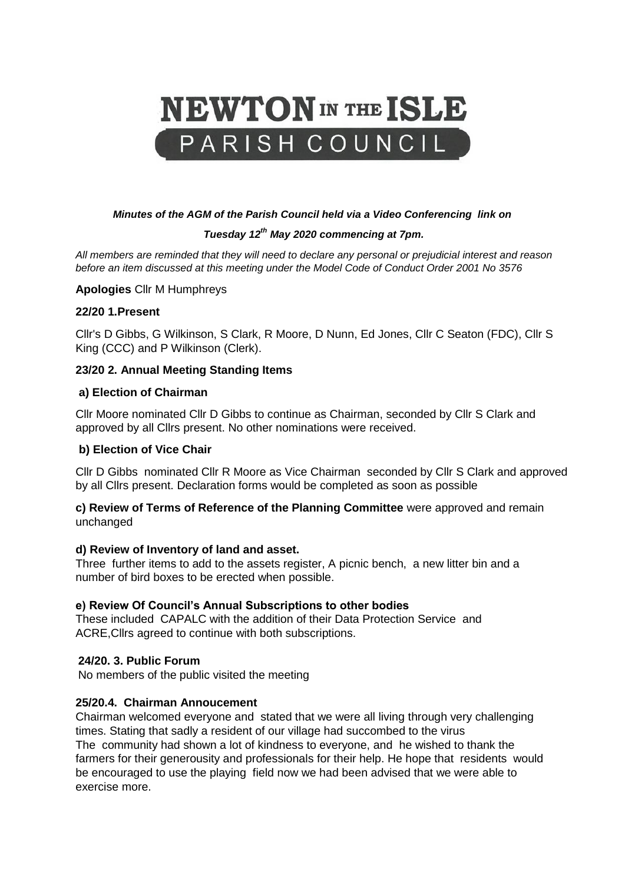# NEWTON IN THE ISLE PARISH COUNCIL

***Minutes of the AGM of the Parish Council held via a Video Conferencing link on***

***Tuesday 12th May 2020 commencing at 7pm.***

*All members are reminded that they will need to declare any personal or prejudicial interest and reason before an item discussed at this meeting under the Model Code of Conduct Order 2001 No 3576*

**Apologies** Cllr M Humphreys

### 22/20 1.Present

Cllr's D Gibbs, G Wilkinson, S Clark, R Moore, D Nunn, Ed Jones, Cllr C Seaton (FDC), Cllr S King (CCC) and P Wilkinson (Clerk).

### 23/20 2. Annual Meeting Standing Items

**a) Election of Chairman**

Cllr Moore nominated Cllr D Gibbs to continue as Chairman, seconded by Cllr S Clark and approved by all Cllrs present. No other nominations were received.

**b) Election of Vice Chair**

Cllr D Gibbs nominated Cllr R Moore as Vice Chairman seconded by Cllr S Clark and approved by all Cllrs present. Declaration forms would be completed as soon as possible

**c) Review of Terms of Reference of the Planning Committee** were approved and remain unchanged

**d) Review of Inventory of land and asset.**
Three further items to add to the assets register, A picnic bench, a new litter bin and a number of bird boxes to be erected when possible.

**e) Review Of Council's Annual Subscriptions to other bodies**
These included CAPALC with the addition of their Data Protection Service and ACRE,Cllrs agreed to continue with both subscriptions.

### 24/20. 3. Public Forum

No members of the public visited the meeting

### 25/20.4. Chairman Annoucement

Chairman welcomed everyone and stated that we were all living through very challenging times. Stating that sadly a resident of our village had succombed to the virus
The community had shown a lot of kindness to everyone, and he wished to thank the farmers for their generousity and professionals for their help. He hope that residents would be encouraged to use the playing field now we had been advised that we were able to exercise more.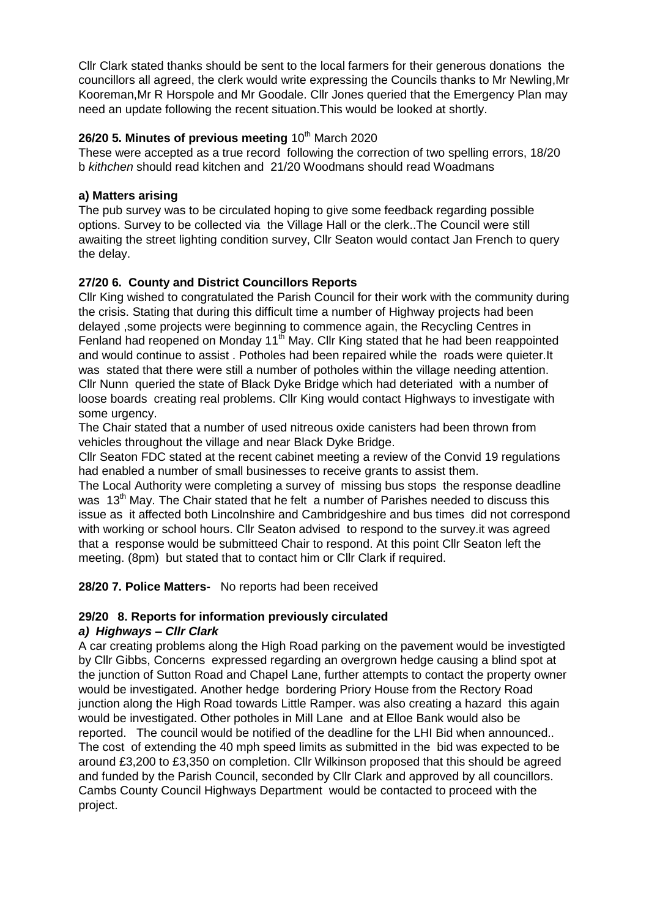Cllr Clark stated thanks should be sent to the local farmers for their generous donations the councillors all agreed, the clerk would write expressing the Councils thanks to Mr Newling,Mr Kooreman,Mr R Horspole and Mr Goodale. Cllr Jones queried that the Emergency Plan may need an update following the recent situation.This would be looked at shortly.

**26/20 5. Minutes of previous meeting** 10th March 2020

These were accepted as a true record following the correction of two spelling errors, 18/20 b *kithchen* should read kitchen and 21/20 Woodmans should read Woadmans

**a) Matters arising**

The pub survey was to be circulated hoping to give some feedback regarding possible options. Survey to be collected via the Village Hall or the clerk..The Council were still awaiting the street lighting condition survey, Cllr Seaton would contact Jan French to query the delay.

**27/20 6. County and District Councillors Reports**

Cllr King wished to congratulated the Parish Council for their work with the community during the crisis. Stating that during this difficult time a number of Highway projects had been delayed ,some projects were beginning to commence again, the Recycling Centres in Fenland had reopened on Monday 11th May. Cllr King stated that he had been reappointed and would continue to assist . Potholes had been repaired while the roads were quieter.It was stated that there were still a number of potholes within the village needing attention. Cllr Nunn queried the state of Black Dyke Bridge which had deteriated with a number of loose boards creating real problems. Cllr King would contact Highways to investigate with some urgency.

The Chair stated that a number of used nitreous oxide canisters had been thrown from vehicles throughout the village and near Black Dyke Bridge.

Cllr Seaton FDC stated at the recent cabinet meeting a review of the Convid 19 regulations had enabled a number of small businesses to receive grants to assist them.

The Local Authority were completing a survey of missing bus stops the response deadline was 13th May. The Chair stated that he felt a number of Parishes needed to discuss this issue as it affected both Lincolnshire and Cambridgeshire and bus times did not correspond with working or school hours. Cllr Seaton advised to respond to the survey.it was agreed that a response would be submitteed Chair to respond. At this point Cllr Seaton left the meeting. (8pm) but stated that to contact him or Cllr Clark if required.

**28/20 7. Police Matters-** No reports had been received

**29/20 8. Reports for information previously circulated**

***a) Highways – Cllr Clark***

A car creating problems along the High Road parking on the pavement would be investigted by Cllr Gibbs, Concerns expressed regarding an overgrown hedge causing a blind spot at the junction of Sutton Road and Chapel Lane, further attempts to contact the property owner would be investigated. Another hedge bordering Priory House from the Rectory Road junction along the High Road towards Little Ramper. was also creating a hazard this again would be investigated. Other potholes in Mill Lane and at Elloe Bank would also be reported. The council would be notified of the deadline for the LHI Bid when announced.. The cost of extending the 40 mph speed limits as submitted in the bid was expected to be around £3,200 to £3,350 on completion. Cllr Wilkinson proposed that this should be agreed and funded by the Parish Council, seconded by Cllr Clark and approved by all councillors. Cambs County Council Highways Department would be contacted to proceed with the project.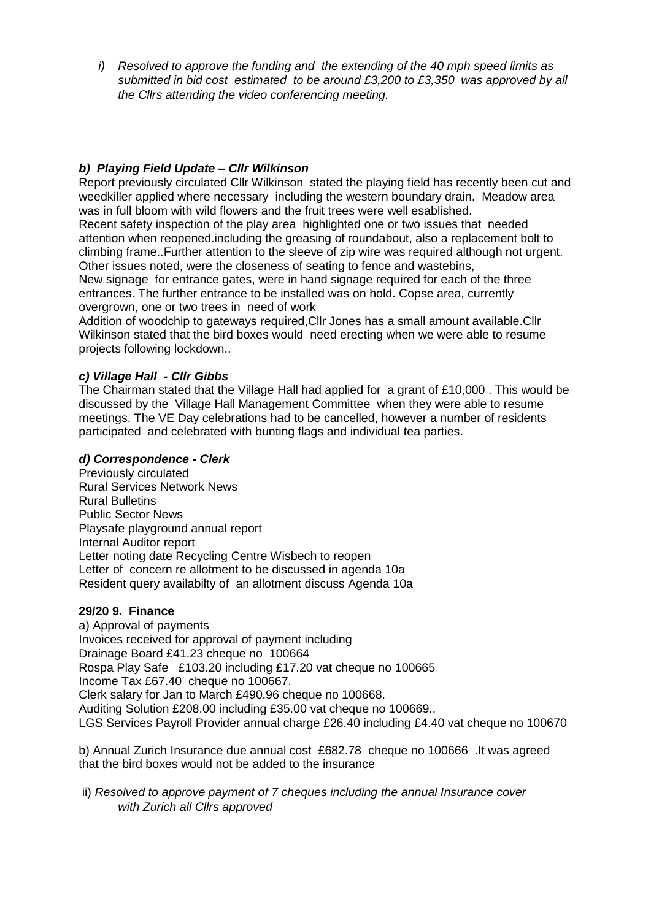*i) Resolved to approve the funding and the extending of the 40 mph speed limits as submitted in bid cost estimated to be around £3,200 to £3,350 was approved by all the Cllrs attending the video conferencing meeting.*

***b) Playing Field Update – Cllr Wilkinson***

Report previously circulated Cllr Wilkinson stated the playing field has recently been cut and weedkiller applied where necessary including the western boundary drain. Meadow area was in full bloom with wild flowers and the fruit trees were well esablished.

Recent safety inspection of the play area highlighted one or two issues that needed attention when reopened.including the greasing of roundabout, also a replacement bolt to climbing frame..Further attention to the sleeve of zip wire was required although not urgent. Other issues noted, were the closeness of seating to fence and wastebins,

New signage for entrance gates, were in hand signage required for each of the three entrances. The further entrance to be installed was on hold. Copse area, currently overgrown, one or two trees in need of work

Addition of woodchip to gateways required,Cllr Jones has a small amount available.Cllr Wilkinson stated that the bird boxes would need erecting when we were able to resume projects following lockdown..

***c) Village Hall - Cllr Gibbs***

The Chairman stated that the Village Hall had applied for a grant of £10,000 . This would be discussed by the Village Hall Management Committee when they were able to resume meetings. The VE Day celebrations had to be cancelled, however a number of residents participated and celebrated with bunting flags and individual tea parties.

***d) Correspondence - Clerk***

Previously circulated
Rural Services Network News
Rural Bulletins
Public Sector News
Playsafe playground annual report
Internal Auditor report
Letter noting date Recycling Centre Wisbech to reopen
Letter of concern re allotment to be discussed in agenda 10a
Resident query availabilty of an allotment discuss Agenda 10a

**29/20 9. Finance**

a) Approval of payments
Invoices received for approval of payment including
Drainage Board £41.23 cheque no 100664
Rospa Play Safe £103.20 including £17.20 vat cheque no 100665
Income Tax £67.40 cheque no 100667.
Clerk salary for Jan to March £490.96 cheque no 100668.
Auditing Solution £208.00 including £35.00 vat cheque no 100669..
LGS Services Payroll Provider annual charge £26.40 including £4.40 vat cheque no 100670

b) Annual Zurich Insurance due annual cost £682.78 cheque no 100666 .It was agreed that the bird boxes would not be added to the insurance

ii) *Resolved to approve payment of 7 cheques including the annual Insurance cover with Zurich all Cllrs approved*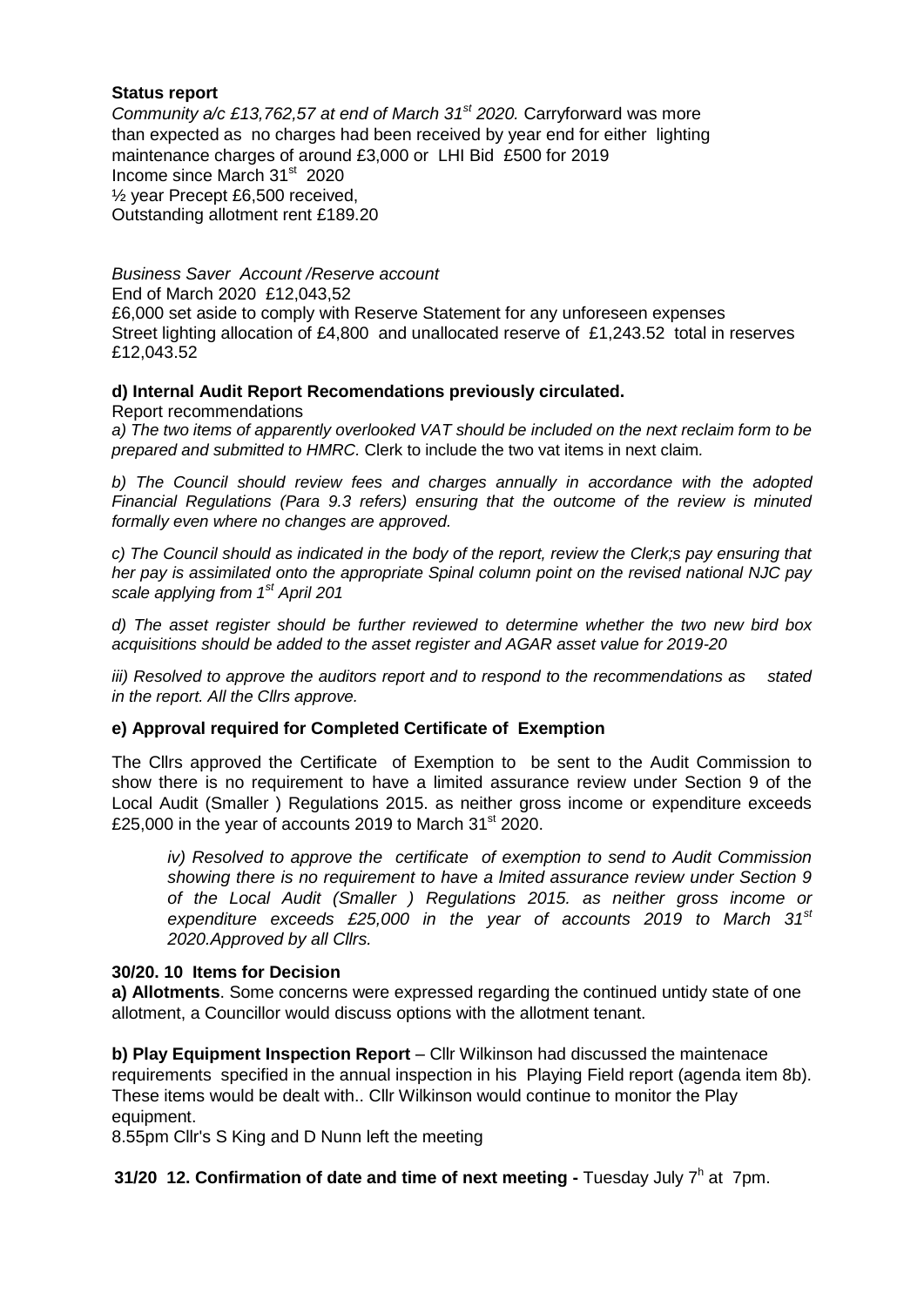**Status report**

*Community a/c £13,762,57 at end of March 31st 2020.* Carryforward was more than expected as no charges had been received by year end for either lighting maintenance charges of around £3,000 or LHI Bid £500 for 2019
Income since March 31st 2020
½ year Precept £6,500 received,
Outstanding allotment rent £189.20

*Business Saver Account /Reserve account*
End of March 2020 £12,043,52
£6,000 set aside to comply with Reserve Statement for any unforeseen expenses
Street lighting allocation of £4,800 and unallocated reserve of £1,243.52 total in reserves £12,043.52

**d) Internal Audit Report Recomendations previously circulated.**

Report recommendations

*a) The two items of apparently overlooked VAT should be included on the next reclaim form to be prepared and submitted to HMRC.* Clerk to include the two vat items in next claim*.*

*b) The Council should review fees and charges annually in accordance with the adopted Financial Regulations (Para 9.3 refers) ensuring that the outcome of the review is minuted formally even where no changes are approved.*

*c) The Council should as indicated in the body of the report, review the Clerk;s pay ensuring that her pay is assimilated onto the appropriate Spinal column point on the revised national NJC pay scale applying from 1st April 201*

*d) The asset register should be further reviewed to determine whether the two new bird box acquisitions should be added to the asset register and AGAR asset value for 2019-20*

*iii) Resolved to approve the auditors report and to respond to the recommendations as stated in the report. All the Cllrs approve.*

**e) Approval required for Completed Certificate of Exemption**

The Cllrs approved the Certificate of Exemption to be sent to the Audit Commission to show there is no requirement to have a limited assurance review under Section 9 of the Local Audit (Smaller ) Regulations 2015. as neither gross income or expenditure exceeds £25,000 in the year of accounts 2019 to March 31st 2020.

> *iv) Resolved to approve the certificate of exemption to send to Audit Commission showing there is no requirement to have a lmited assurance review under Section 9 of the Local Audit (Smaller ) Regulations 2015. as neither gross income or expenditure exceeds £25,000 in the year of accounts 2019 to March 31st 2020.Approved by all Cllrs.*

**30/20. 10 Items for Decision**

**a) Allotments**. Some concerns were expressed regarding the continued untidy state of one allotment, a Councillor would discuss options with the allotment tenant.

**b) Play Equipment Inspection Report** – Cllr Wilkinson had discussed the maintenace requirements specified in the annual inspection in his Playing Field report (agenda item 8b). These items would be dealt with.. Cllr Wilkinson would continue to monitor the Play equipment.

8.55pm Cllr's S King and D Nunn left the meeting

**31/20 12. Confirmation of date and time of next meeting -** Tuesday July 7h at 7pm.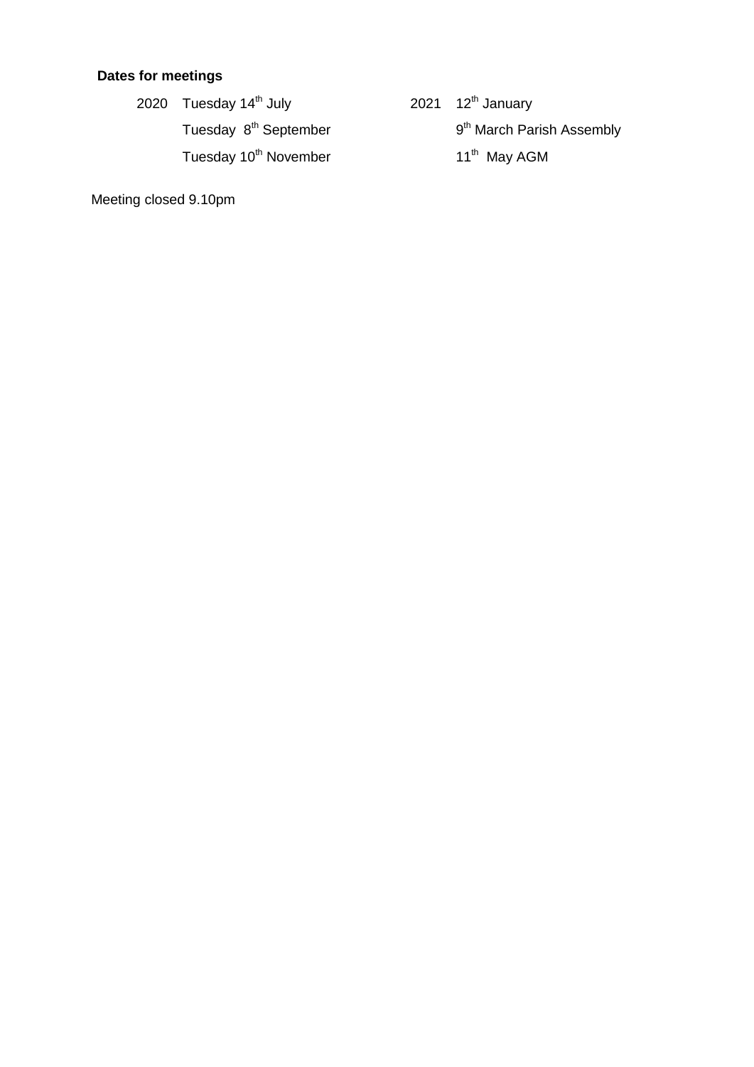**Dates for meetings**

| | | | |
|---|---|---|---|
| 2020 | Tuesday 14th July | 2021 | 12th January |
| | Tuesday 8th September | | 9th March Parish Assembly |
| | Tuesday 10th November | | 11th May AGM |

Meeting closed 9.10pm